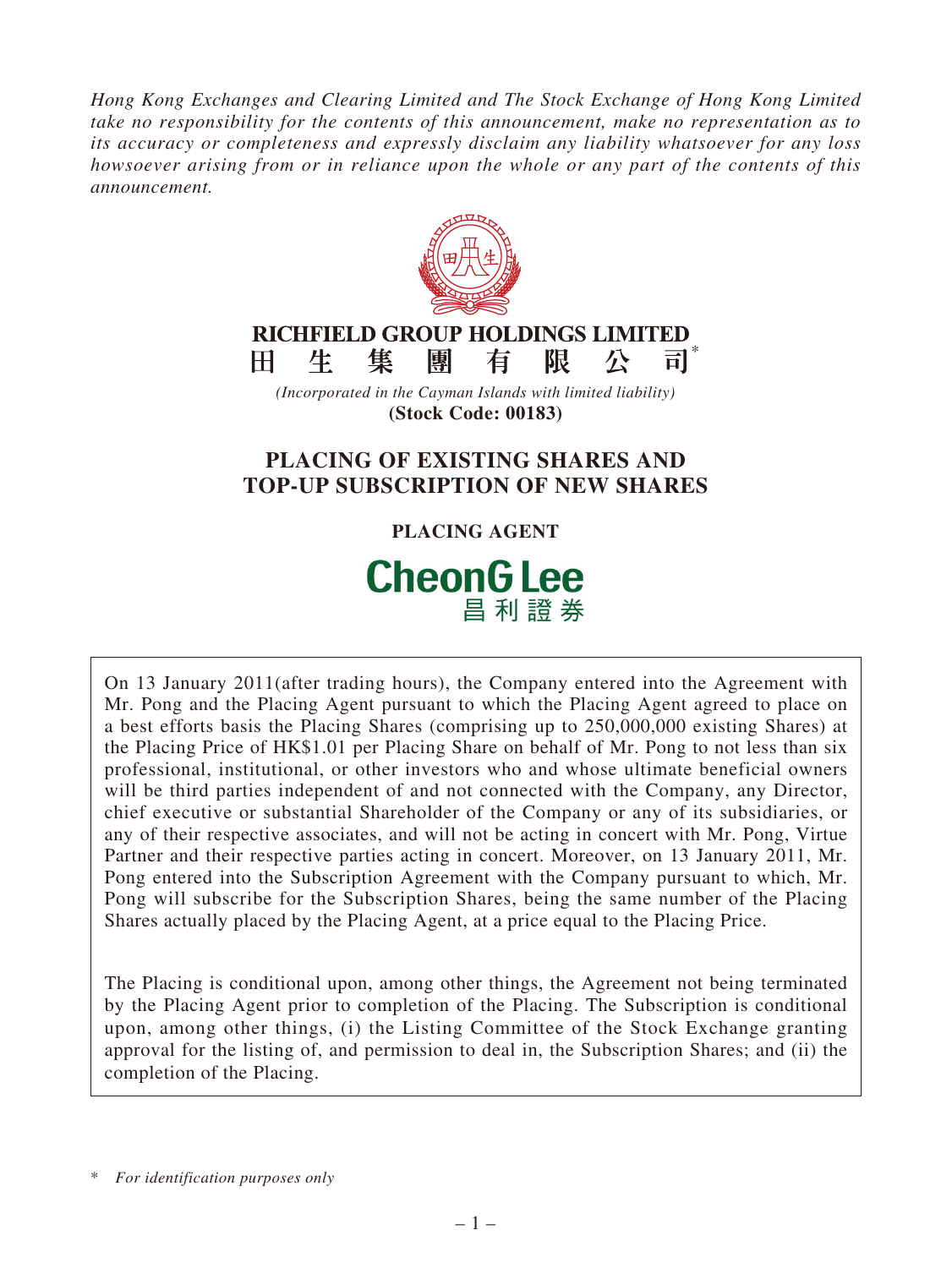*Hong Kong Exchanges and Clearing Limited and The Stock Exchange of Hong Kong Limited take no responsibility for the contents of this announcement, make no representation as to its accuracy or completeness and expressly disclaim any liability whatsoever for any loss howsoever arising from or in reliance upon the whole or any part of the contents of this announcement.*

**RICHFIELD GROUP HOLDINGS LIMITED**

**田生集團有限公司***

*(Incorporated in the Cayman Islands with limited liability)*

**(Stock Code: 00183)**

# PLACING OF EXISTING SHARES AND TOP-UP SUBSCRIPTION OF NEW SHARES

## PLACING AGENT

**CheonG Lee**

**昌利證券**

On 13 January 2011(after trading hours), the Company entered into the Agreement with Mr. Pong and the Placing Agent pursuant to which the Placing Agent agreed to place on a best efforts basis the Placing Shares (comprising up to 250,000,000 existing Shares) at the Placing Price of HK$1.01 per Placing Share on behalf of Mr. Pong to not less than six professional, institutional, or other investors who and whose ultimate beneficial owners will be third parties independent of and not connected with the Company, any Director, chief executive or substantial Shareholder of the Company or any of its subsidiaries, or any of their respective associates, and will not be acting in concert with Mr. Pong, Virtue Partner and their respective parties acting in concert. Moreover, on 13 January 2011, Mr. Pong entered into the Subscription Agreement with the Company pursuant to which, Mr. Pong will subscribe for the Subscription Shares, being the same number of the Placing Shares actually placed by the Placing Agent, at a price equal to the Placing Price.

The Placing is conditional upon, among other things, the Agreement not being terminated by the Placing Agent prior to completion of the Placing. The Subscription is conditional upon, among other things, (i) the Listing Committee of the Stock Exchange granting approval for the listing of, and permission to deal in, the Subscription Shares; and (ii) the completion of the Placing.

\* *For identification purposes only*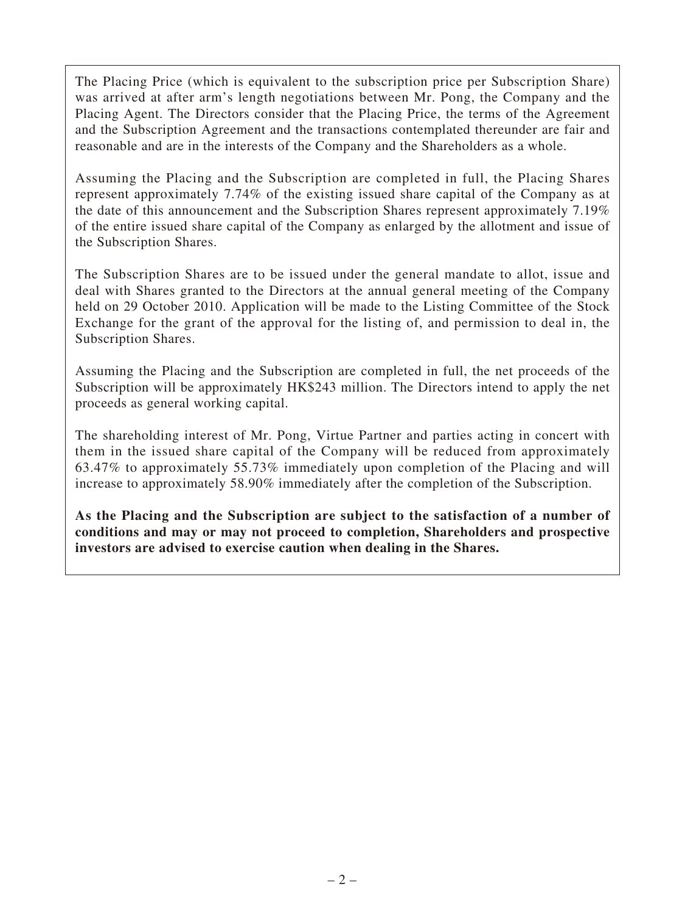The Placing Price (which is equivalent to the subscription price per Subscription Share) was arrived at after arm's length negotiations between Mr. Pong, the Company and the Placing Agent. The Directors consider that the Placing Price, the terms of the Agreement and the Subscription Agreement and the transactions contemplated thereunder are fair and reasonable and are in the interests of the Company and the Shareholders as a whole.

Assuming the Placing and the Subscription are completed in full, the Placing Shares represent approximately 7.74% of the existing issued share capital of the Company as at the date of this announcement and the Subscription Shares represent approximately 7.19% of the entire issued share capital of the Company as enlarged by the allotment and issue of the Subscription Shares.

The Subscription Shares are to be issued under the general mandate to allot, issue and deal with Shares granted to the Directors at the annual general meeting of the Company held on 29 October 2010. Application will be made to the Listing Committee of the Stock Exchange for the grant of the approval for the listing of, and permission to deal in, the Subscription Shares.

Assuming the Placing and the Subscription are completed in full, the net proceeds of the Subscription will be approximately HK$243 million. The Directors intend to apply the net proceeds as general working capital.

The shareholding interest of Mr. Pong, Virtue Partner and parties acting in concert with them in the issued share capital of the Company will be reduced from approximately 63.47% to approximately 55.73% immediately upon completion of the Placing and will increase to approximately 58.90% immediately after the completion of the Subscription.

**As the Placing and the Subscription are subject to the satisfaction of a number of conditions and may or may not proceed to completion, Shareholders and prospective investors are advised to exercise caution when dealing in the Shares.**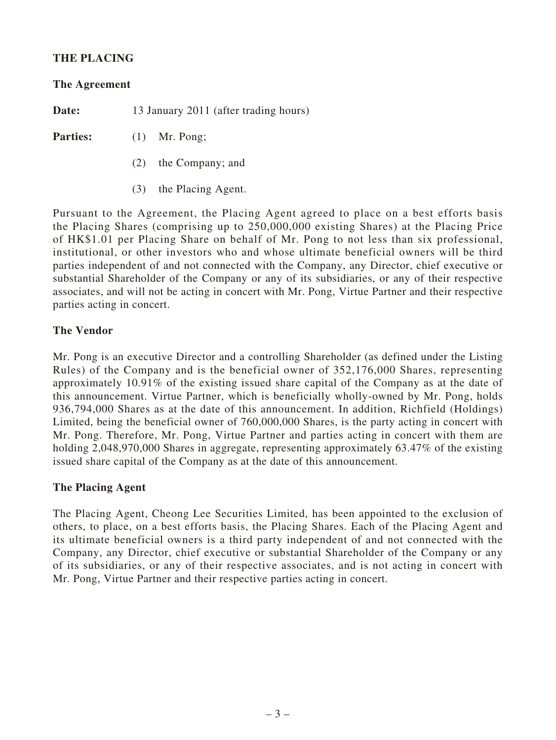## THE PLACING

### The Agreement

**Date:** 13 January 2011 (after trading hours)

**Parties:**

(1) Mr. Pong;

(2) the Company; and

(3) the Placing Agent.

Pursuant to the Agreement, the Placing Agent agreed to place on a best efforts basis the Placing Shares (comprising up to 250,000,000 existing Shares) at the Placing Price of HK$1.01 per Placing Share on behalf of Mr. Pong to not less than six professional, institutional, or other investors who and whose ultimate beneficial owners will be third parties independent of and not connected with the Company, any Director, chief executive or substantial Shareholder of the Company or any of its subsidiaries, or any of their respective associates, and will not be acting in concert with Mr. Pong, Virtue Partner and their respective parties acting in concert.

### The Vendor

Mr. Pong is an executive Director and a controlling Shareholder (as defined under the Listing Rules) of the Company and is the beneficial owner of 352,176,000 Shares, representing approximately 10.91% of the existing issued share capital of the Company as at the date of this announcement. Virtue Partner, which is beneficially wholly-owned by Mr. Pong, holds 936,794,000 Shares as at the date of this announcement. In addition, Richfield (Holdings) Limited, being the beneficial owner of 760,000,000 Shares, is the party acting in concert with Mr. Pong. Therefore, Mr. Pong, Virtue Partner and parties acting in concert with them are holding 2,048,970,000 Shares in aggregate, representing approximately 63.47% of the existing issued share capital of the Company as at the date of this announcement.

### The Placing Agent

The Placing Agent, Cheong Lee Securities Limited, has been appointed to the exclusion of others, to place, on a best efforts basis, the Placing Shares. Each of the Placing Agent and its ultimate beneficial owners is a third party independent of and not connected with the Company, any Director, chief executive or substantial Shareholder of the Company or any of its subsidiaries, or any of their respective associates, and is not acting in concert with Mr. Pong, Virtue Partner and their respective parties acting in concert.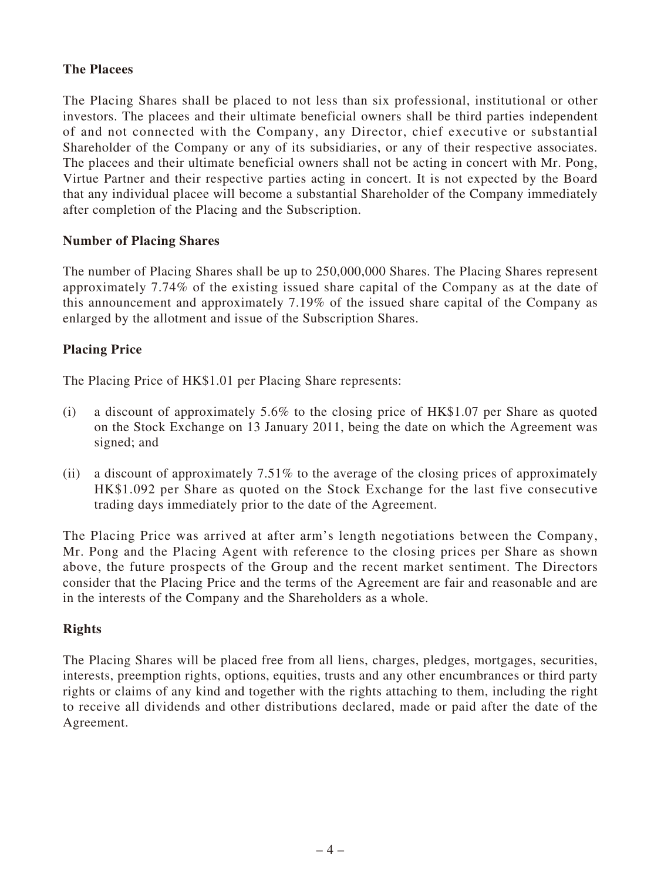**The Placees**

The Placing Shares shall be placed to not less than six professional, institutional or other investors. The placees and their ultimate beneficial owners shall be third parties independent of and not connected with the Company, any Director, chief executive or substantial Shareholder of the Company or any of its subsidiaries, or any of their respective associates. The placees and their ultimate beneficial owners shall not be acting in concert with Mr. Pong, Virtue Partner and their respective parties acting in concert. It is not expected by the Board that any individual placee will become a substantial Shareholder of the Company immediately after completion of the Placing and the Subscription.

**Number of Placing Shares**

The number of Placing Shares shall be up to 250,000,000 Shares. The Placing Shares represent approximately 7.74% of the existing issued share capital of the Company as at the date of this announcement and approximately 7.19% of the issued share capital of the Company as enlarged by the allotment and issue of the Subscription Shares.

**Placing Price**

The Placing Price of HK$1.01 per Placing Share represents:

(i) a discount of approximately 5.6% to the closing price of HK$1.07 per Share as quoted on the Stock Exchange on 13 January 2011, being the date on which the Agreement was signed; and

(ii) a discount of approximately 7.51% to the average of the closing prices of approximately HK$1.092 per Share as quoted on the Stock Exchange for the last five consecutive trading days immediately prior to the date of the Agreement.

The Placing Price was arrived at after arm's length negotiations between the Company, Mr. Pong and the Placing Agent with reference to the closing prices per Share as shown above, the future prospects of the Group and the recent market sentiment. The Directors consider that the Placing Price and the terms of the Agreement are fair and reasonable and are in the interests of the Company and the Shareholders as a whole.

**Rights**

The Placing Shares will be placed free from all liens, charges, pledges, mortgages, securities, interests, preemption rights, options, equities, trusts and any other encumbrances or third party rights or claims of any kind and together with the rights attaching to them, including the right to receive all dividends and other distributions declared, made or paid after the date of the Agreement.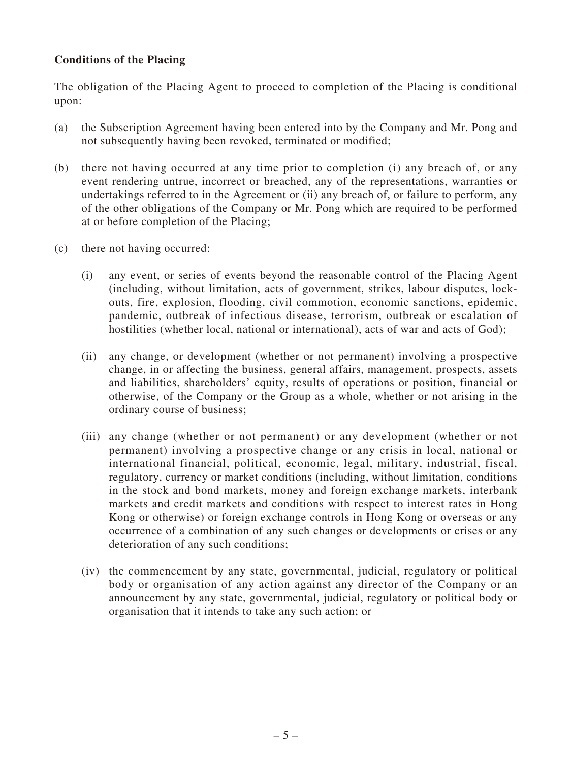**Conditions of the Placing**

The obligation of the Placing Agent to proceed to completion of the Placing is conditional upon:

(a) the Subscription Agreement having been entered into by the Company and Mr. Pong and not subsequently having been revoked, terminated or modified;

(b) there not having occurred at any time prior to completion (i) any breach of, or any event rendering untrue, incorrect or breached, any of the representations, warranties or undertakings referred to in the Agreement or (ii) any breach of, or failure to perform, any of the other obligations of the Company or Mr. Pong which are required to be performed at or before completion of the Placing;

(c) there not having occurred:

   (i) any event, or series of events beyond the reasonable control of the Placing Agent (including, without limitation, acts of government, strikes, labour disputes, lock-outs, fire, explosion, flooding, civil commotion, economic sanctions, epidemic, pandemic, outbreak of infectious disease, terrorism, outbreak or escalation of hostilities (whether local, national or international), acts of war and acts of God);

   (ii) any change, or development (whether or not permanent) involving a prospective change, in or affecting the business, general affairs, management, prospects, assets and liabilities, shareholders' equity, results of operations or position, financial or otherwise, of the Company or the Group as a whole, whether or not arising in the ordinary course of business;

   (iii) any change (whether or not permanent) or any development (whether or not permanent) involving a prospective change or any crisis in local, national or international financial, political, economic, legal, military, industrial, fiscal, regulatory, currency or market conditions (including, without limitation, conditions in the stock and bond markets, money and foreign exchange markets, interbank markets and credit markets and conditions with respect to interest rates in Hong Kong or otherwise) or foreign exchange controls in Hong Kong or overseas or any occurrence of a combination of any such changes or developments or crises or any deterioration of any such conditions;

   (iv) the commencement by any state, governmental, judicial, regulatory or political body or organisation of any action against any director of the Company or an announcement by any state, governmental, judicial, regulatory or political body or organisation that it intends to take any such action; or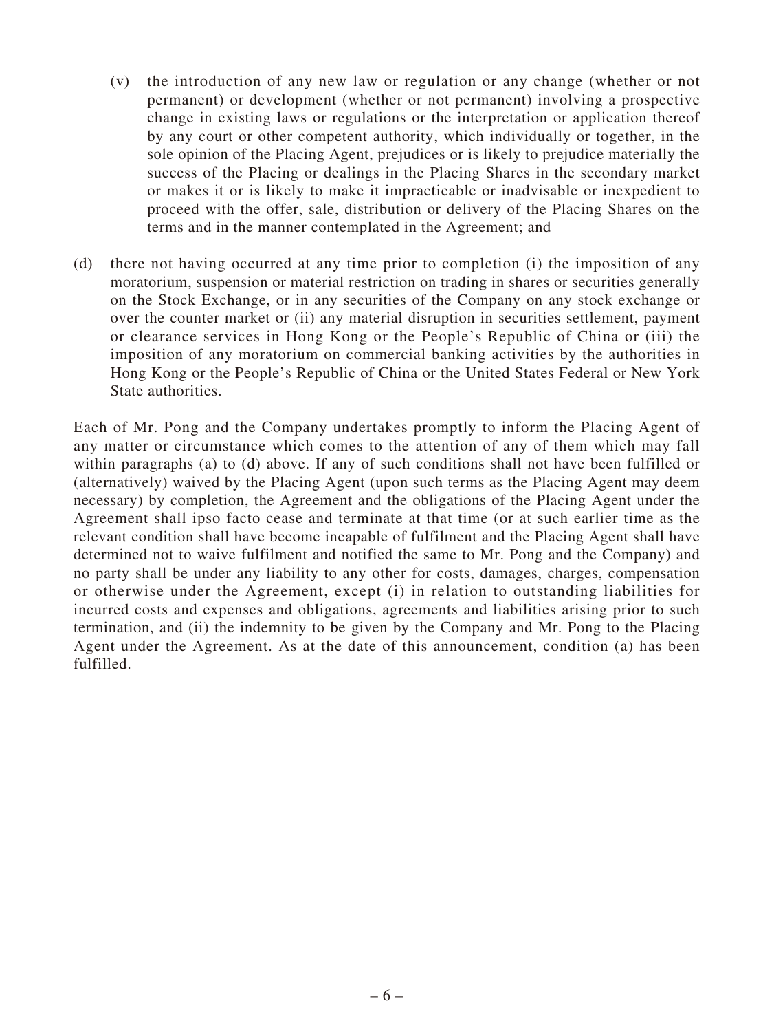(v) the introduction of any new law or regulation or any change (whether or not permanent) or development (whether or not permanent) involving a prospective change in existing laws or regulations or the interpretation or application thereof by any court or other competent authority, which individually or together, in the sole opinion of the Placing Agent, prejudices or is likely to prejudice materially the success of the Placing or dealings in the Placing Shares in the secondary market or makes it or is likely to make it impracticable or inadvisable or inexpedient to proceed with the offer, sale, distribution or delivery of the Placing Shares on the terms and in the manner contemplated in the Agreement; and

(d) there not having occurred at any time prior to completion (i) the imposition of any moratorium, suspension or material restriction on trading in shares or securities generally on the Stock Exchange, or in any securities of the Company on any stock exchange or over the counter market or (ii) any material disruption in securities settlement, payment or clearance services in Hong Kong or the People's Republic of China or (iii) the imposition of any moratorium on commercial banking activities by the authorities in Hong Kong or the People's Republic of China or the United States Federal or New York State authorities.

Each of Mr. Pong and the Company undertakes promptly to inform the Placing Agent of any matter or circumstance which comes to the attention of any of them which may fall within paragraphs (a) to (d) above. If any of such conditions shall not have been fulfilled or (alternatively) waived by the Placing Agent (upon such terms as the Placing Agent may deem necessary) by completion, the Agreement and the obligations of the Placing Agent under the Agreement shall ipso facto cease and terminate at that time (or at such earlier time as the relevant condition shall have become incapable of fulfilment and the Placing Agent shall have determined not to waive fulfilment and notified the same to Mr. Pong and the Company) and no party shall be under any liability to any other for costs, damages, charges, compensation or otherwise under the Agreement, except (i) in relation to outstanding liabilities for incurred costs and expenses and obligations, agreements and liabilities arising prior to such termination, and (ii) the indemnity to be given by the Company and Mr. Pong to the Placing Agent under the Agreement. As at the date of this announcement, condition (a) has been fulfilled.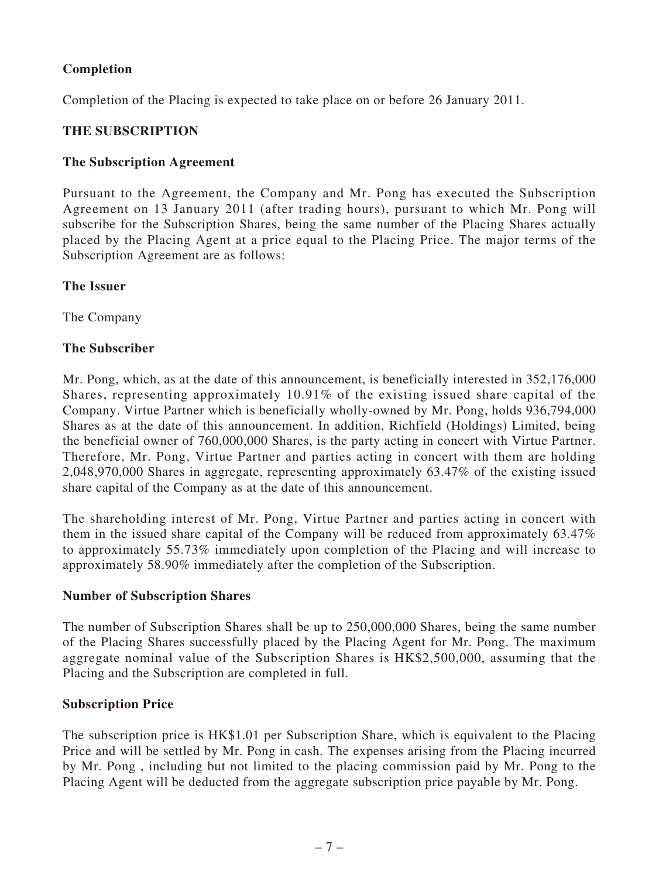**Completion**

Completion of the Placing is expected to take place on or before 26 January 2011.

**THE SUBSCRIPTION**

**The Subscription Agreement**

Pursuant to the Agreement, the Company and Mr. Pong has executed the Subscription Agreement on 13 January 2011 (after trading hours), pursuant to which Mr. Pong will subscribe for the Subscription Shares, being the same number of the Placing Shares actually placed by the Placing Agent at a price equal to the Placing Price. The major terms of the Subscription Agreement are as follows:

**The Issuer**

The Company

**The Subscriber**

Mr. Pong, which, as at the date of this announcement, is beneficially interested in 352,176,000 Shares, representing approximately 10.91% of the existing issued share capital of the Company. Virtue Partner which is beneficially wholly-owned by Mr. Pong, holds 936,794,000 Shares as at the date of this announcement. In addition, Richfield (Holdings) Limited, being the beneficial owner of 760,000,000 Shares, is the party acting in concert with Virtue Partner. Therefore, Mr. Pong, Virtue Partner and parties acting in concert with them are holding 2,048,970,000 Shares in aggregate, representing approximately 63.47% of the existing issued share capital of the Company as at the date of this announcement.

The shareholding interest of Mr. Pong, Virtue Partner and parties acting in concert with them in the issued share capital of the Company will be reduced from approximately 63.47% to approximately 55.73% immediately upon completion of the Placing and will increase to approximately 58.90% immediately after the completion of the Subscription.

**Number of Subscription Shares**

The number of Subscription Shares shall be up to 250,000,000 Shares, being the same number of the Placing Shares successfully placed by the Placing Agent for Mr. Pong. The maximum aggregate nominal value of the Subscription Shares is HK$2,500,000, assuming that the Placing and the Subscription are completed in full.

**Subscription Price**

The subscription price is HK$1.01 per Subscription Share, which is equivalent to the Placing Price and will be settled by Mr. Pong in cash. The expenses arising from the Placing incurred by Mr. Pong , including but not limited to the placing commission paid by Mr. Pong to the Placing Agent will be deducted from the aggregate subscription price payable by Mr. Pong.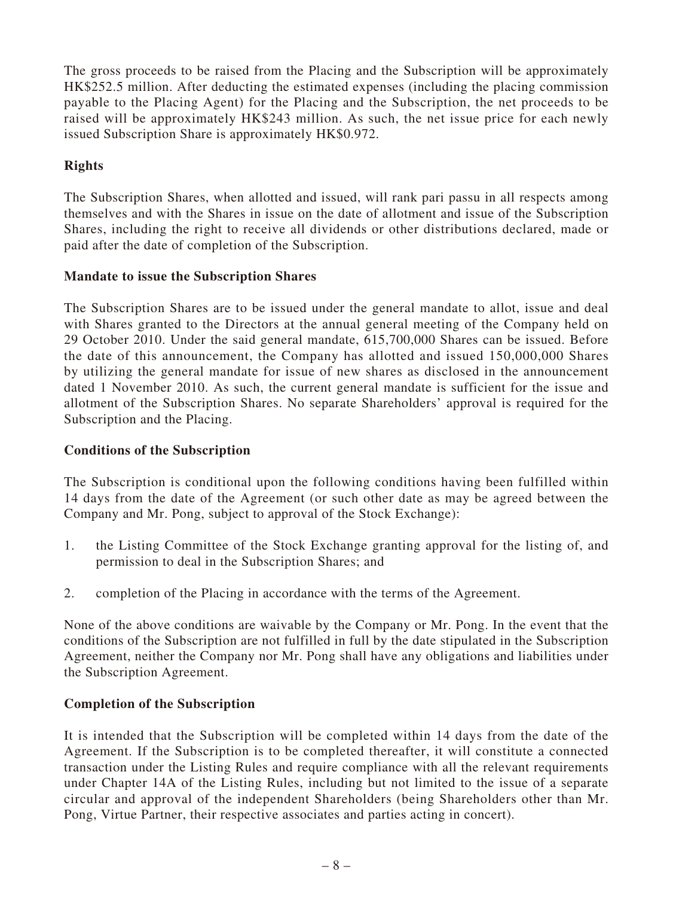The gross proceeds to be raised from the Placing and the Subscription will be approximately HK$252.5 million. After deducting the estimated expenses (including the placing commission payable to the Placing Agent) for the Placing and the Subscription, the net proceeds to be raised will be approximately HK$243 million. As such, the net issue price for each newly issued Subscription Share is approximately HK$0.972.

**Rights**

The Subscription Shares, when allotted and issued, will rank pari passu in all respects among themselves and with the Shares in issue on the date of allotment and issue of the Subscription Shares, including the right to receive all dividends or other distributions declared, made or paid after the date of completion of the Subscription.

**Mandate to issue the Subscription Shares**

The Subscription Shares are to be issued under the general mandate to allot, issue and deal with Shares granted to the Directors at the annual general meeting of the Company held on 29 October 2010. Under the said general mandate, 615,700,000 Shares can be issued. Before the date of this announcement, the Company has allotted and issued 150,000,000 Shares by utilizing the general mandate for issue of new shares as disclosed in the announcement dated 1 November 2010. As such, the current general mandate is sufficient for the issue and allotment of the Subscription Shares. No separate Shareholders' approval is required for the Subscription and the Placing.

**Conditions of the Subscription**

The Subscription is conditional upon the following conditions having been fulfilled within 14 days from the date of the Agreement (or such other date as may be agreed between the Company and Mr. Pong, subject to approval of the Stock Exchange):

1. the Listing Committee of the Stock Exchange granting approval for the listing of, and permission to deal in the Subscription Shares; and

2. completion of the Placing in accordance with the terms of the Agreement.

None of the above conditions are waivable by the Company or Mr. Pong. In the event that the conditions of the Subscription are not fulfilled in full by the date stipulated in the Subscription Agreement, neither the Company nor Mr. Pong shall have any obligations and liabilities under the Subscription Agreement.

**Completion of the Subscription**

It is intended that the Subscription will be completed within 14 days from the date of the Agreement. If the Subscription is to be completed thereafter, it will constitute a connected transaction under the Listing Rules and require compliance with all the relevant requirements under Chapter 14A of the Listing Rules, including but not limited to the issue of a separate circular and approval of the independent Shareholders (being Shareholders other than Mr. Pong, Virtue Partner, their respective associates and parties acting in concert).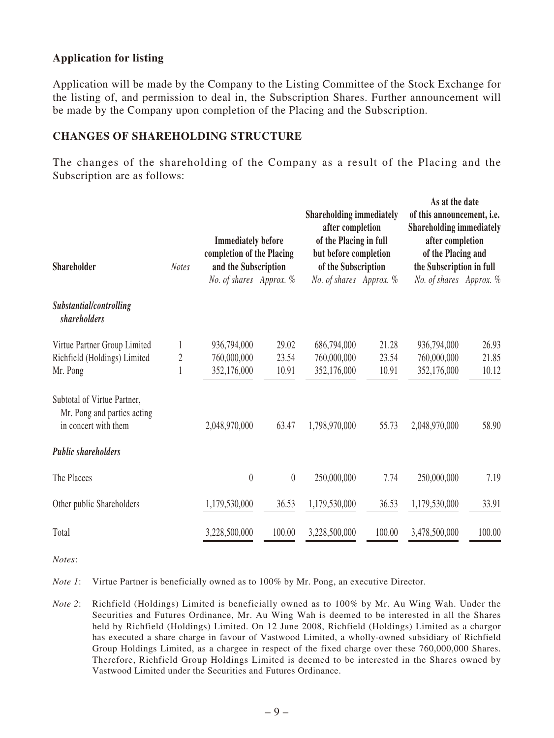**Application for listing**

Application will be made by the Company to the Listing Committee of the Stock Exchange for the listing of, and permission to deal in, the Subscription Shares. Further announcement will be made by the Company upon completion of the Placing and the Subscription.

**CHANGES OF SHAREHOLDING STRUCTURE**

The changes of the shareholding of the Company as a result of the Placing and the Subscription are as follows:

| Shareholder | *Notes* | Immediately before completion of the Placing and the Subscription | | Shareholding immediately after completion of the Placing in full but before completion of the Subscription | | As at the date of this announcement, i.e. Shareholding immediately after completion of the Placing and the Subscription in full | |
|---|---|---|---|---|---|---|---|
| | | *No. of shares* | *Approx. %* | *No. of shares* | *Approx. %* | *No. of shares* | *Approx. %* |
| ***Substantial/controlling shareholders*** | | | | | | | |
| Virtue Partner Group Limited | 1 | 936,794,000 | 29.02 | 686,794,000 | 21.28 | 936,794,000 | 26.93 |
| Richfield (Holdings) Limited | 2 | 760,000,000 | 23.54 | 760,000,000 | 23.54 | 760,000,000 | 21.85 |
| Mr. Pong | 1 | 352,176,000 | 10.91 | 352,176,000 | 10.91 | 352,176,000 | 10.12 |
| Subtotal of Virtue Partner, Mr. Pong and parties acting in concert with them | | 2,048,970,000 | 63.47 | 1,798,970,000 | 55.73 | 2,048,970,000 | 58.90 |
| ***Public shareholders*** | | | | | | | |
| The Placees | | 0 | 0 | 250,000,000 | 7.74 | 250,000,000 | 7.19 |
| Other public Shareholders | | 1,179,530,000 | 36.53 | 1,179,530,000 | 36.53 | 1,179,530,000 | 33.91 |
| Total | | 3,228,500,000 | 100.00 | 3,228,500,000 | 100.00 | 3,478,500,000 | 100.00 |

*Notes*:

*Note 1*: Virtue Partner is beneficially owned as to 100% by Mr. Pong, an executive Director.

*Note 2*: Richfield (Holdings) Limited is beneficially owned as to 100% by Mr. Au Wing Wah. Under the Securities and Futures Ordinance, Mr. Au Wing Wah is deemed to be interested in all the Shares held by Richfield (Holdings) Limited. On 12 June 2008, Richfield (Holdings) Limited as a chargor has executed a share charge in favour of Vastwood Limited, a wholly-owned subsidiary of Richfield Group Holdings Limited, as a chargee in respect of the fixed charge over these 760,000,000 Shares. Therefore, Richfield Group Holdings Limited is deemed to be interested in the Shares owned by Vastwood Limited under the Securities and Futures Ordinance.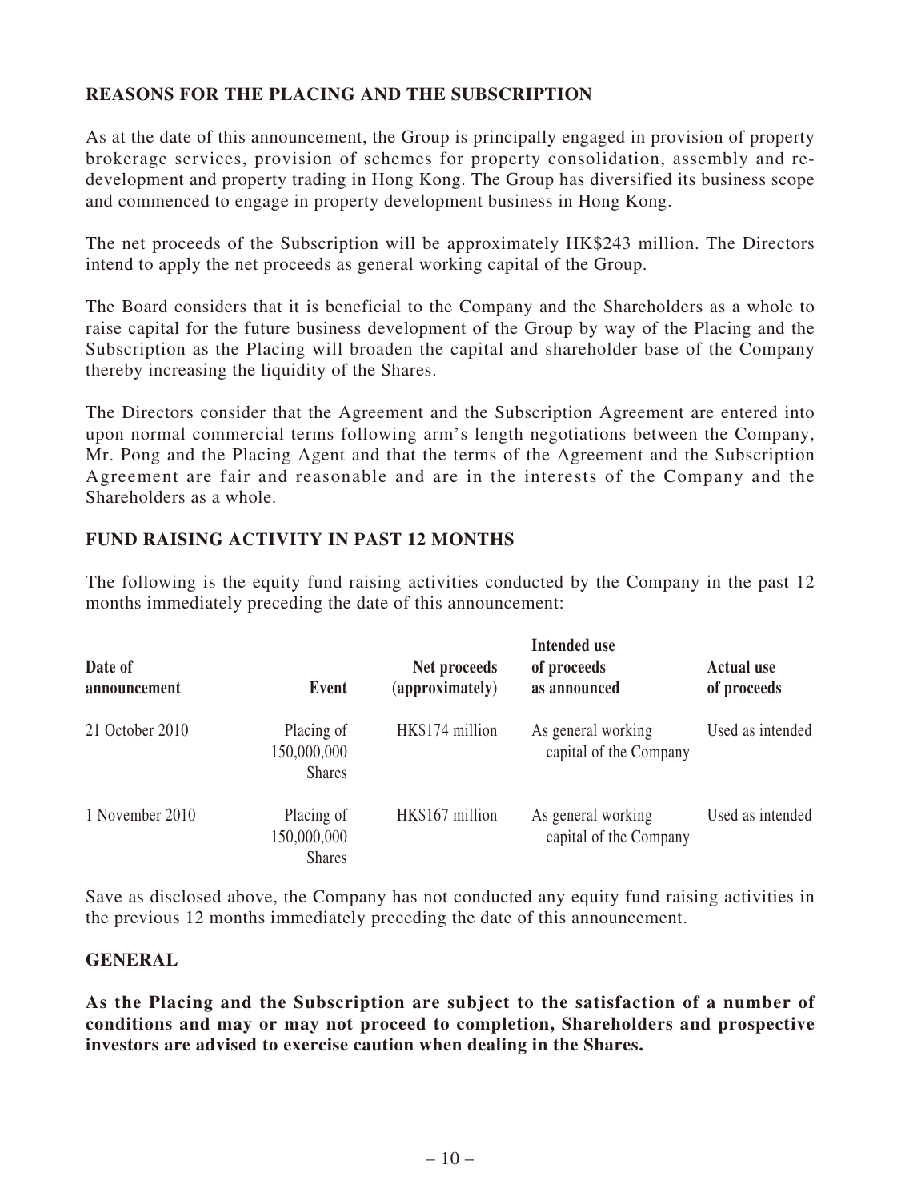## REASONS FOR THE PLACING AND THE SUBSCRIPTION

As at the date of this announcement, the Group is principally engaged in provision of property brokerage services, provision of schemes for property consolidation, assembly and re-development and property trading in Hong Kong. The Group has diversified its business scope and commenced to engage in property development business in Hong Kong.

The net proceeds of the Subscription will be approximately HK$243 million. The Directors intend to apply the net proceeds as general working capital of the Group.

The Board considers that it is beneficial to the Company and the Shareholders as a whole to raise capital for the future business development of the Group by way of the Placing and the Subscription as the Placing will broaden the capital and shareholder base of the Company thereby increasing the liquidity of the Shares.

The Directors consider that the Agreement and the Subscription Agreement are entered into upon normal commercial terms following arm's length negotiations between the Company, Mr. Pong and the Placing Agent and that the terms of the Agreement and the Subscription Agreement are fair and reasonable and are in the interests of the Company and the Shareholders as a whole.

## FUND RAISING ACTIVITY IN PAST 12 MONTHS

The following is the equity fund raising activities conducted by the Company in the past 12 months immediately preceding the date of this announcement:

| Date of announcement | Event | Net proceeds (approximately) | Intended use of proceeds as announced | Actual use of proceeds |
|---|---|---|---|---|
| 21 October 2010 | Placing of 150,000,000 Shares | HK$174 million | As general working capital of the Company | Used as intended |
| 1 November 2010 | Placing of 150,000,000 Shares | HK$167 million | As general working capital of the Company | Used as intended |

Save as disclosed above, the Company has not conducted any equity fund raising activities in the previous 12 months immediately preceding the date of this announcement.

## GENERAL

**As the Placing and the Subscription are subject to the satisfaction of a number of conditions and may or may not proceed to completion, Shareholders and prospective investors are advised to exercise caution when dealing in the Shares.**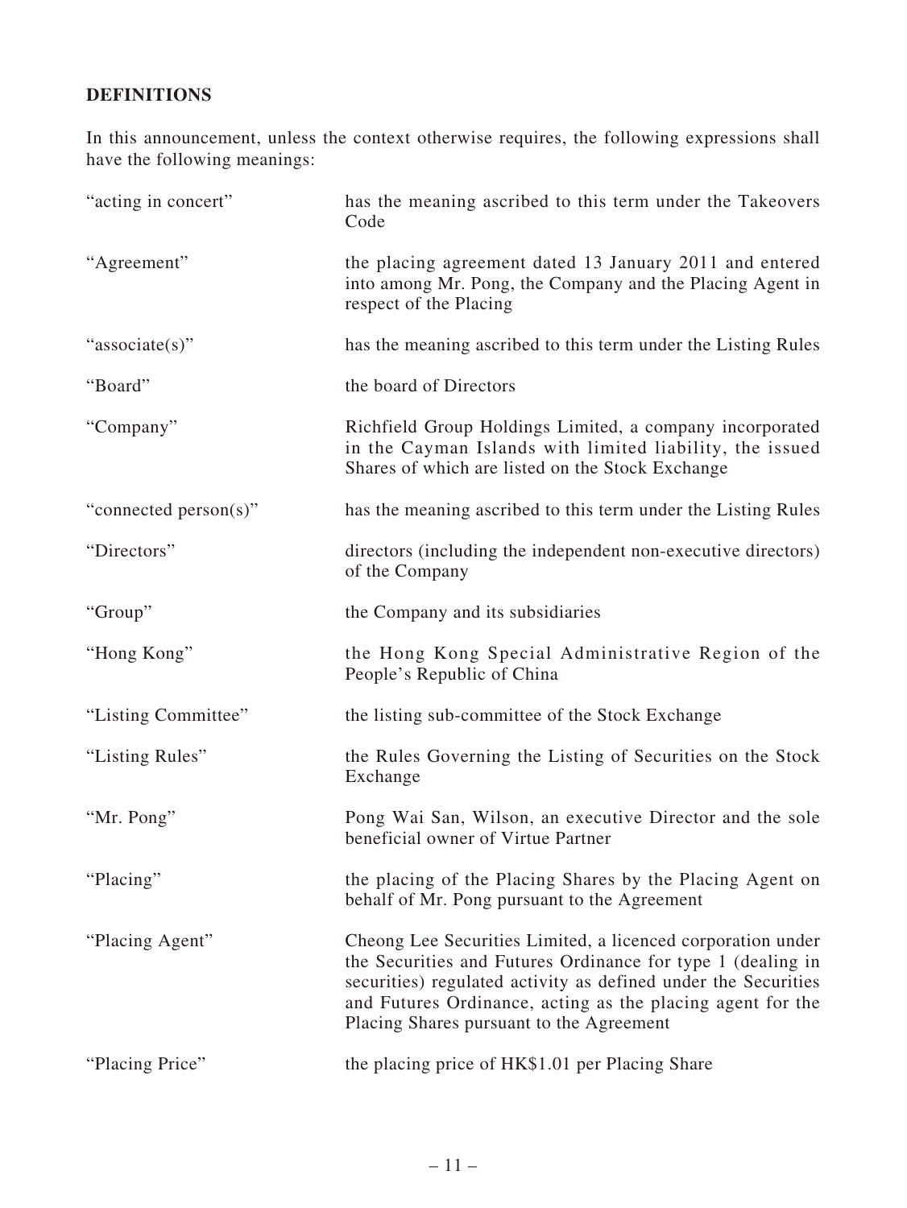## DEFINITIONS

In this announcement, unless the context otherwise requires, the following expressions shall have the following meanings:

| | |
|---|---|
| "acting in concert" | has the meaning ascribed to this term under the Takeovers Code |
| "Agreement" | the placing agreement dated 13 January 2011 and entered into among Mr. Pong, the Company and the Placing Agent in respect of the Placing |
| "associate(s)" | has the meaning ascribed to this term under the Listing Rules |
| "Board" | the board of Directors |
| "Company" | Richfield Group Holdings Limited, a company incorporated in the Cayman Islands with limited liability, the issued Shares of which are listed on the Stock Exchange |
| "connected person(s)" | has the meaning ascribed to this term under the Listing Rules |
| "Directors" | directors (including the independent non-executive directors) of the Company |
| "Group" | the Company and its subsidiaries |
| "Hong Kong" | the Hong Kong Special Administrative Region of the People's Republic of China |
| "Listing Committee" | the listing sub-committee of the Stock Exchange |
| "Listing Rules" | the Rules Governing the Listing of Securities on the Stock Exchange |
| "Mr. Pong" | Pong Wai San, Wilson, an executive Director and the sole beneficial owner of Virtue Partner |
| "Placing" | the placing of the Placing Shares by the Placing Agent on behalf of Mr. Pong pursuant to the Agreement |
| "Placing Agent" | Cheong Lee Securities Limited, a licenced corporation under the Securities and Futures Ordinance for type 1 (dealing in securities) regulated activity as defined under the Securities and Futures Ordinance, acting as the placing agent for the Placing Shares pursuant to the Agreement |
| "Placing Price" | the placing price of HK$1.01 per Placing Share |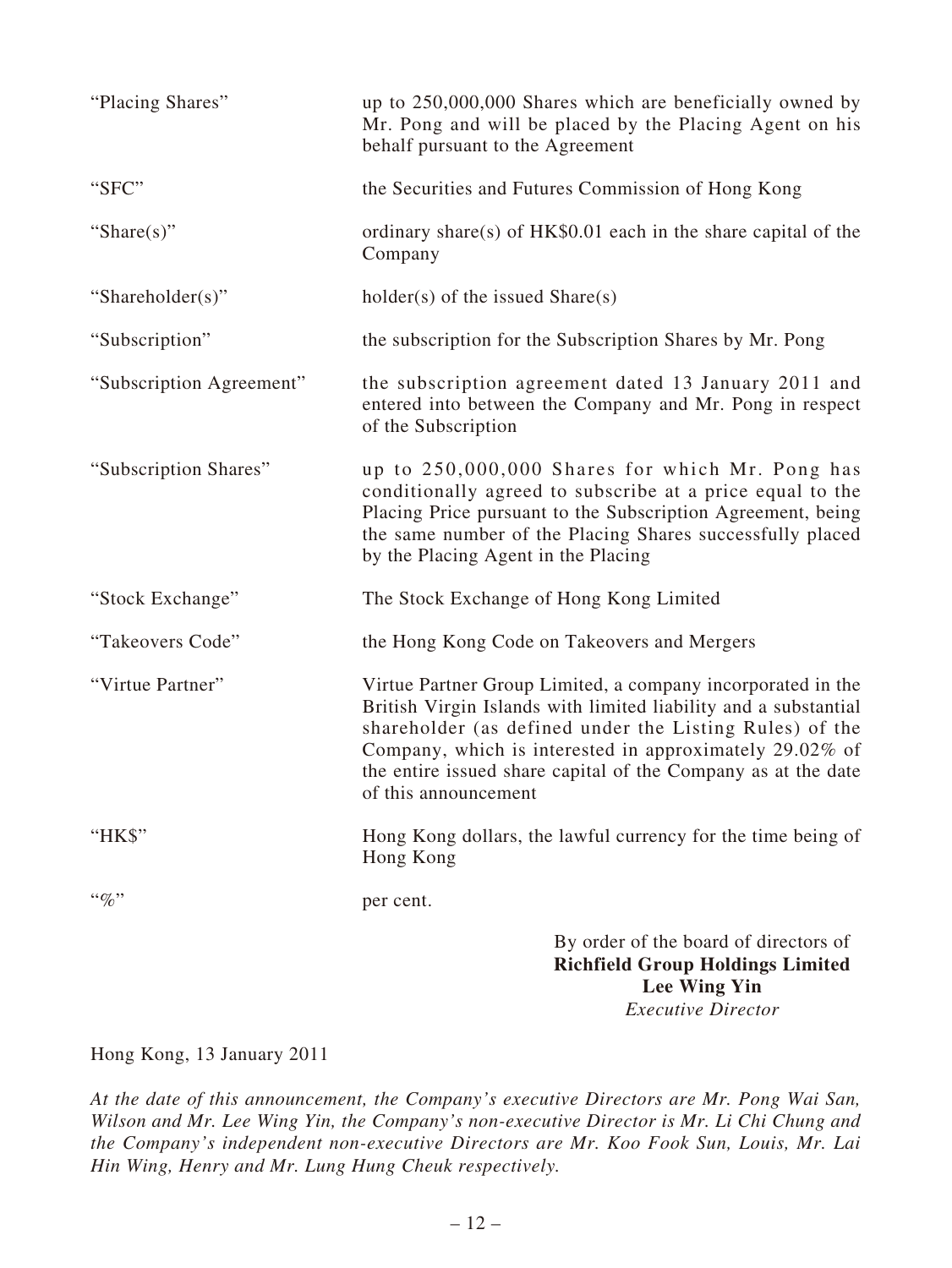| | |
|---|---|
| "Placing Shares" | up to 250,000,000 Shares which are beneficially owned by Mr. Pong and will be placed by the Placing Agent on his behalf pursuant to the Agreement |
| "SFC" | the Securities and Futures Commission of Hong Kong |
| "Share(s)" | ordinary share(s) of HK$0.01 each in the share capital of the Company |
| "Shareholder(s)" | holder(s) of the issued Share(s) |
| "Subscription" | the subscription for the Subscription Shares by Mr. Pong |
| "Subscription Agreement" | the subscription agreement dated 13 January 2011 and entered into between the Company and Mr. Pong in respect of the Subscription |
| "Subscription Shares" | up to 250,000,000 Shares for which Mr. Pong has conditionally agreed to subscribe at a price equal to the Placing Price pursuant to the Subscription Agreement, being the same number of the Placing Shares successfully placed by the Placing Agent in the Placing |
| "Stock Exchange" | The Stock Exchange of Hong Kong Limited |
| "Takeovers Code" | the Hong Kong Code on Takeovers and Mergers |
| "Virtue Partner" | Virtue Partner Group Limited, a company incorporated in the British Virgin Islands with limited liability and a substantial shareholder (as defined under the Listing Rules) of the Company, which is interested in approximately 29.02% of the entire issued share capital of the Company as at the date of this announcement |
| "HK$" | Hong Kong dollars, the lawful currency for the time being of Hong Kong |
| "%" | per cent. |

By order of the board of directors of
**Richfield Group Holdings Limited**
**Lee Wing Yin**
*Executive Director*

Hong Kong, 13 January 2011

*At the date of this announcement, the Company's executive Directors are Mr. Pong Wai San, Wilson and Mr. Lee Wing Yin, the Company's non-executive Director is Mr. Li Chi Chung and the Company's independent non-executive Directors are Mr. Koo Fook Sun, Louis, Mr. Lai Hin Wing, Henry and Mr. Lung Hung Cheuk respectively.*